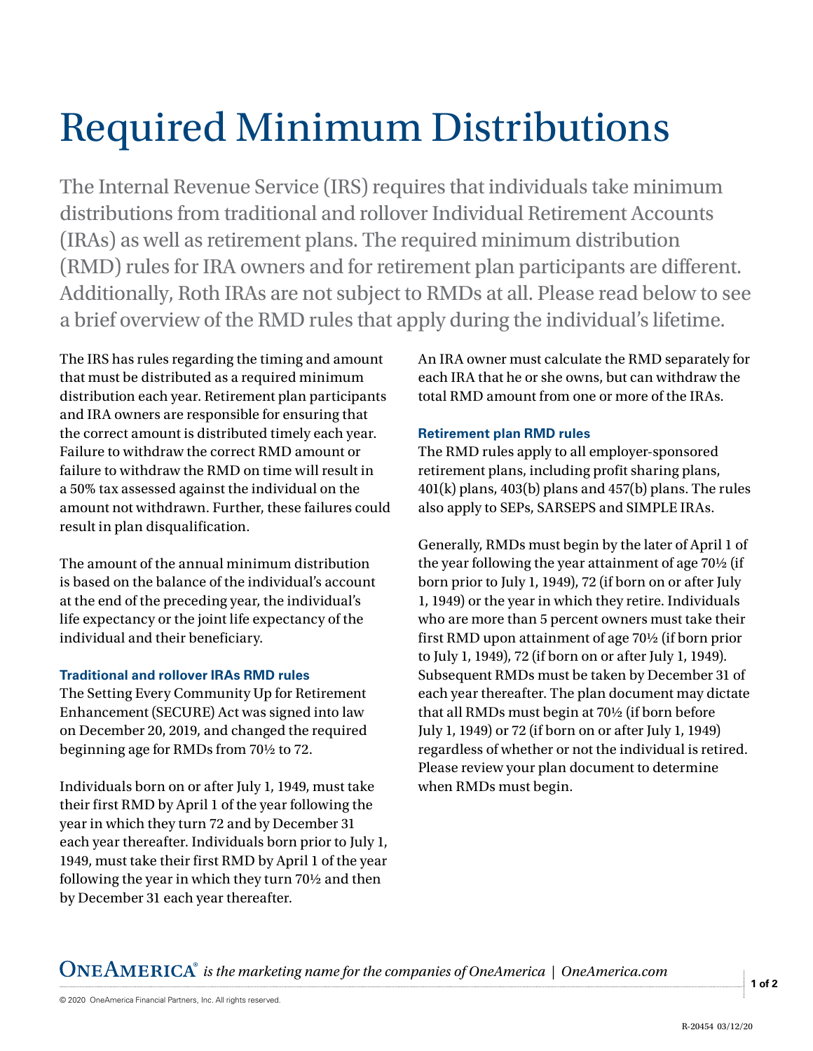# Required Minimum Distributions

The Internal Revenue Service (IRS) requires that individuals take minimum distributions from traditional and rollover Individual Retirement Accounts (IRAs) as well as retirement plans. The required minimum distribution (RMD) rules for IRA owners and for retirement plan participants are different. Additionally, Roth IRAs are not subject to RMDs at all. Please read below to see a brief overview of the RMD rules that apply during the individual's lifetime.

The IRS has rules regarding the timing and amount that must be distributed as a required minimum distribution each year. Retirement plan participants and IRA owners are responsible for ensuring that the correct amount is distributed timely each year. Failure to withdraw the correct RMD amount or failure to withdraw the RMD on time will result in a 50% tax assessed against the individual on the amount not withdrawn. Further, these failures could result in plan disqualification.

The amount of the annual minimum distribution is based on the balance of the individual's account at the end of the preceding year, the individual's life expectancy or the joint life expectancy of the individual and their beneficiary.

### Traditional and rollover IRAs RMD rules

The Setting Every Community Up for Retirement Enhancement (SECURE) Act was signed into law on December 20, 2019, and changed the required beginning age for RMDs from 70½ to 72.

Individuals born on or after July 1, 1949, must take their first RMD by April 1 of the year following the year in which they turn 72 and by December 31 each year thereafter. Individuals born prior to July 1, 1949, must take their first RMD by April 1 of the year following the year in which they turn 70½ and then by December 31 each year thereafter.

An IRA owner must calculate the RMD separately for each IRA that he or she owns, but can withdraw the total RMD amount from one or more of the IRAs.

### Retirement plan RMD rules

The RMD rules apply to all employer-sponsored retirement plans, including profit sharing plans, 401(k) plans, 403(b) plans and 457(b) plans. The rules also apply to SEPs, SARSEPS and SIMPLE IRAs.

Generally, RMDs must begin by the later of April 1 of the year following the year attainment of age 70½ (if born prior to July 1, 1949), 72 (if born on or after July 1, 1949) or the year in which they retire. Individuals who are more than 5 percent owners must take their first RMD upon attainment of age 70½ (if born prior to July 1, 1949), 72 (if born on or after July 1, 1949). Subsequent RMDs must be taken by December 31 of each year thereafter. The plan document may dictate that all RMDs must begin at 70½ (if born before July 1, 1949) or 72 (if born on or after July 1, 1949) regardless of whether or not the individual is retired. Please review your plan document to determine when RMDs must begin.

ONEAMERICA® *is the marketing name for the companies of OneAmerica | OneAmerica.com*

© 2020 OneAmerica Financial Partners, Inc. All rights reserved.

R-20454 03/12/20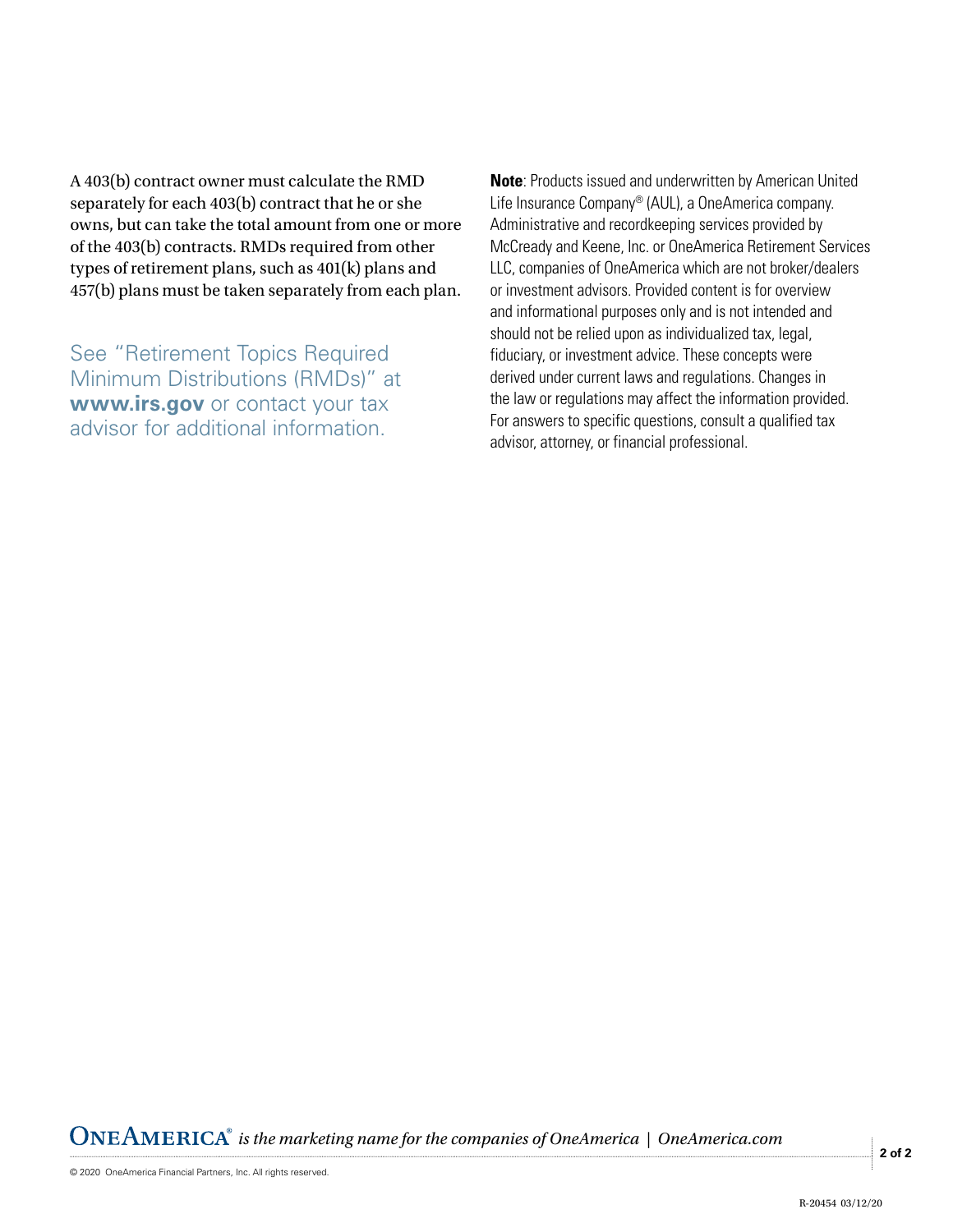A 403(b) contract owner must calculate the RMD separately for each 403(b) contract that he or she owns, but can take the total amount from one or more of the 403(b) contracts. RMDs required from other types of retirement plans, such as 401(k) plans and 457(b) plans must be taken separately from each plan.

See "Retirement Topics Required Minimum Distributions (RMDs)" at **www.irs.gov** or contact your tax advisor for additional information.

**Note**: Products issued and underwritten by American United Life Insurance Company® (AUL), a OneAmerica company. Administrative and recordkeeping services provided by McCready and Keene, Inc. or OneAmerica Retirement Services LLC, companies of OneAmerica which are not broker/dealers or investment advisors. Provided content is for overview and informational purposes only and is not intended and should not be relied upon as individualized tax, legal, fiduciary, or investment advice. These concepts were derived under current laws and regulations. Changes in the law or regulations may affect the information provided. For answers to specific questions, consult a qualified tax advisor, attorney, or financial professional.

ONEAMERICA® *is the marketing name for the companies of OneAmerica | OneAmerica.com*

© 2020 OneAmerica Financial Partners, Inc. All rights reserved.

R-20454 03/12/20